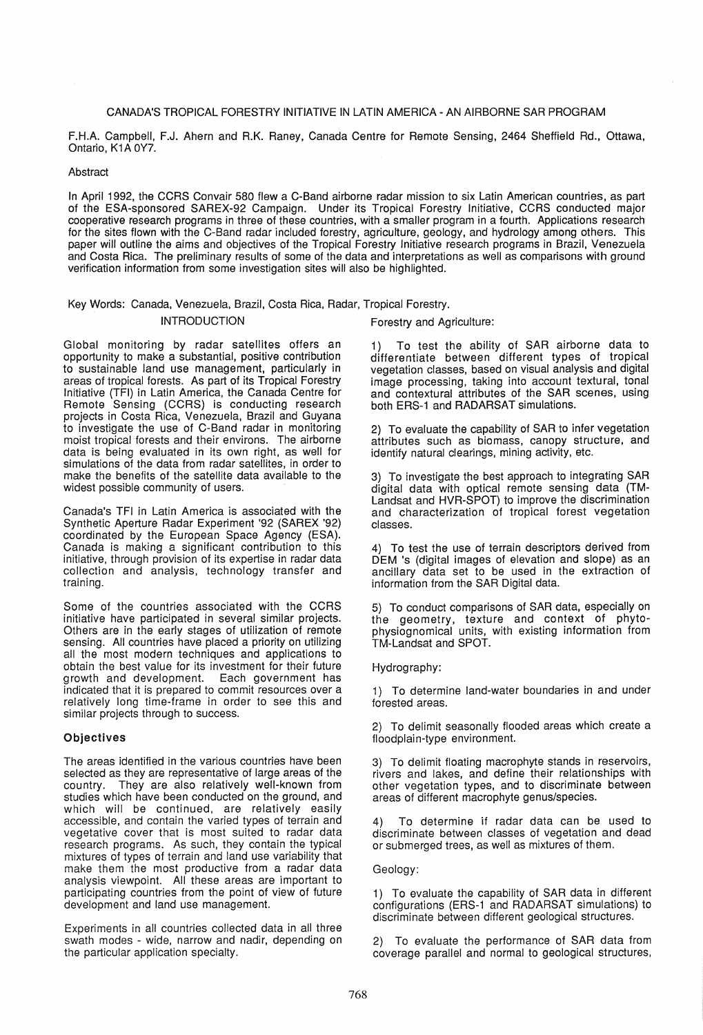# CANADA'S TROPICAL FORESTRY INITIATIVE IN LATIN AMERICA - AN AIRBORNE SAR PROGRAM

F.H.A. Campbell, F.J. Ahern and R.K. Raney, Canada Centre for Remote Sensing, 2464 Sheffield Rd., Ottawa, Ontario, K1A 0Y7.

## Abstract

In April 1992, the CCRS Convair 580 flew a C-Band airborne radar mission to six Latin American countries, as part of the ESA-sponsored SAREX-92 Campaign. Under its Tropical Forestry Initiative, CCRS conducted major cooperative research programs in three of these countries, with a smaller program in a fourth. Applications research for the sites flown with the C-Band radar included forestry, agriculture, geology, and hydrology among others. This paper will outline the aims and objectives of the Tropical Forestry Initiative research programs in Brazil, Venezuela and Costa Rica. The preliminary results of some of the data and interpretations as well as comparisons with ground verification information from some investigation sites will also be highlighted.

Key Words: Canada, Venezuela, Brazil, Costa Rica, Radar, Tropical Forestry.

## INTRODUCTION

Global monitoring by radar satellites offers an opportunity to make a substantial, positive contribution to sustainable land use management, particularly in areas of tropical forests. As part of its Tropical Forestry Initiative (TFI) in Latin America, the Canada Centre for Remote Sensing (CCRS) is conducting research projects in Costa Rica, Venezuela, Brazil and Guyana to investigate the use of C-Band radar in monitoring moist tropical forests and their environs. The airborne data is being evaluated in its own right, as well for simulations of the data from radar satellites, in order to make the benefits of the satellite data available to the widest possible community of users.

Canada's TFI in Latin America is associated with the Synthetic Aperture Radar Experiment '92 (SAREX '92) coordinated by the European Space Agency (ESA). Canada is making a significant contribution to this initiative, through provision of its expertise in radar data collection and analysis, technology transfer and training.

Some of the countries associated with the CCRS initiative have participated in several similar projects. Others are in the early stages of utilization of remote sensing. All countries have placed a priority on utilizing all the most modern techniques and applications to obtain the best value for its investment for their future growth and development. Each government has indicated that it is prepared to commit resources over a relatively long time-frame in order to see this and similar projects through to success.

### Objectives

The areas identified in the various countries have been selected as they are representative of large areas of the country. They are also relatively well-known from studies which have been conducted on the ground, and which will be continued, are relatively easily accessible, and contain the varied types of terrain and vegetative cover that is most suited to radar data research programs. As such, they contain the typical mixtures of types of terrain and land use variability that make them the most productive from a radar data analysis viewpoint. All these areas are important to participating countries from the point of view of future development and land use management.

Experiments in all countries collected data in all three swath modes - wide, narrow and nadir, depending on the particular application specialty.

Forestry and Agriculture:

1) To test the ability of SAR airborne data to differentiate between different types of tropical vegetation classes, based on visual analysis and digital image processing, taking into account textural, tonal and contextural attributes of the SAR scenes, using both ERS-1 and RADARSAT simulations.

2) To evaluate the capability of SAR to infer vegetation attributes such as biomass, canopy structure, and identify natural clearings, mining activity, etc.

3) To investigate the best approach to integrating SAR digital data with optical remote sensing data (TM-Landsat and HVR-SPOT) to improve the discrimination and characterization of tropical forest vegetation classes.

4) To test the use of terrain descriptors derived from DEM 's (digital images of elevation and slope) as an ancillary data set to be used in the extraction of information from the SAR Digital data.

5) To conduct comparisons of SAR data, especially on the geometry, texture and context of phyto-physiognomical units, with existing information from TM-Landsat and SPOT.

Hydrography:

1) To determine land-water boundaries in and under forested areas.

2) To delimit seasonally flooded areas which create a floodplain-type environment.

3) To delimit floating macrophyte stands in reservoirs, rivers and lakes, and define their relationships with other vegetation types, and to discriminate between areas of different macrophyte genus/species.

4) To determine if radar data can be used to discriminate between classes of vegetation and dead or submerged trees, as well as mixtures of them.

Geology:

1) To evaluate the capability of SAR data in different configurations (ERS-1 and RADARSAT simulations) to discriminate between different geological structures.

2) To evaluate the performance of SAR data from coverage parallel and normal to geological structures,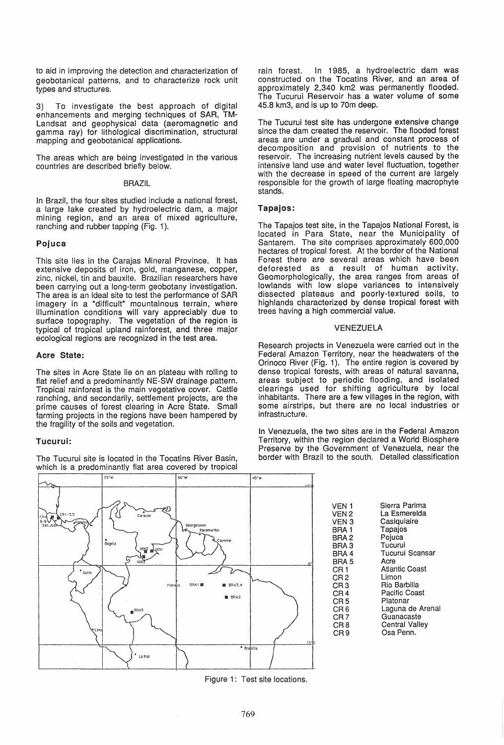to aid in improving the detection and characterization of geobotanical patterns, and to characterize rock unit types and structures.

3) To investigate the best approach of digital enhancements and merging techniques of SAR, TM-Landsat and geophysical data (aeromagnetic and gamma ray) for lithological discrimination, structural mapping and geobotanical applications.

The areas which are being investigated in the various countries are described briefly below.

## BRAZIL

In Brazil, the four sites studied include a national forest, a large lake created by hydroelectric dam, a major mining region, and an area of mixed agriculture, ranching and rubber tapping (Fig. 1).

### Pojuca

This site lies in the Carajas Mineral Province. It has extensive deposits of iron, gold, manganese, copper, zinc, nickel, tin and bauxite. Brazilian researchers have been carrying out a long-term geobotany investigation. The area is an ideal site to test the performance of SAR imagery in a "difficult" mountainous terrain, where illumination conditions will vary appreciably due to surface topography. The vegetation of the region is typical of tropical upland rainforest, and three major ecological regions are recognized in the test area.

### Acre State:

The sites in Acre State lie on an plateau with rolling to flat relief and a predominantly NE-SW drainage pattern. Tropical rainforest is the main vegetative cover. Cattle ranching, and secondarily, settlement projects, are the prime causes of forest clearing in Acre State. Small farming projects in the regions have been hampered by the fragility of the soils and vegetation.

### Tucurui:

The Tucurui site is located in the Tocatins River Basin, which is a predominantly flat area covered by tropical rain forest. In 1985, a hydroelectric dam was constructed on the Tocatins River, and an area of approximately 2,340 km2 was permanently flooded. The Tucurui Reservoir has a water volume of some 45.8 km3, and is up to 70m deep.

The Tucurui test site has undergone extensive change since the dam created the reservoir. The flooded forest areas are under a gradual and constant process of decomposition and provision of nutrients to the reservoir. The increasing nutrient levels caused by the intensive land use and water level fluctuation, together with the decrease in speed of the current are largely responsible for the growth of large floating macrophyte stands.

### Tapajos:

The Tapajos test site, in the Tapajos National Forest, is located in Para State, near the Municipality of Santarem. The site comprises approximately 600,000 hectares of tropical forest. At the border of the National Forest there are several areas which have been deforested as a result of human activity. Geomorphologically, the area ranges from areas of lowlands with low slope variances to intensively dissected plateaus and poorly-textured soils, to highlands characterized by dense tropical forest with trees having a high commercial value.

## VENEZUELA

Research projects in Venezuela were carried out in the Federal Amazon Territory, near the headwaters of the Orinoco River (Fig. 1). The entire region is covered by dense tropical forests, with areas of natural savanna, areas subject to periodic flooding, and isolated clearings used for shifting agriculture by local inhabitants. There are a few villages in the region, with some airstrips, but there are no local industries or infrastructure.

In Venezuela, the two sites are in the Federal Amazon Territory, within the region declared a World Biosphere Preserve by the Government of Venezuela, near the border with Brazil to the south. Detailed classification

| | |
|---|---|
| VEN 1 | Sierra Parima |
| VEN 2 | La Esmerelda |
| VEN 3 | Casiquiaire |
| BRA 1 | Tapajos |
| BRA 2 | Pojuca |
| BRA 3 | Tucurui |
| BRA 4 | Tucurui Scansar |
| BRA 5 | Acre |
| CR 1 | Atlantic Coast |
| CR 2 | Limon |
| CR 3 | Rio Barbilla |
| CR 4 | Pacific Coast |
| CR 5 | Platonar |
| CR 6 | Laguna de Arenal |
| CR 7 | Guanacaste |
| CR 8 | Central Valley |
| CR 9 | Osa Penn. |

Figure 1: Test site locations.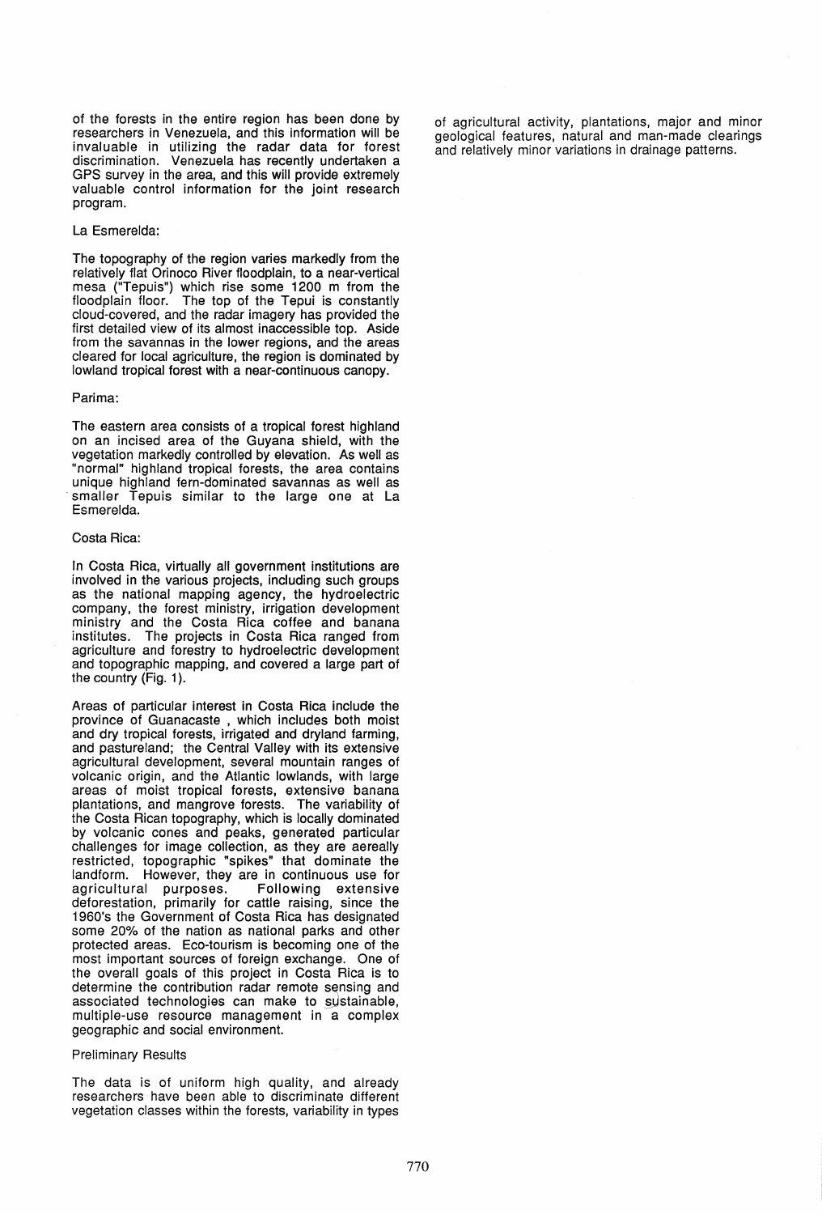of the forests in the entire region has been done by researchers in Venezuela, and this information will be invaluable in utilizing the radar data for forest discrimination. Venezuela has recently undertaken a GPS survey in the area, and this will provide extremely valuable control information for the joint research program.

La Esmerelda:

The topography of the region varies markedly from the relatively flat Orinoco River floodplain, to a near-vertical mesa ("Tepuis") which rise some 1200 m from the floodplain floor. The top of the Tepui is constantly cloud-covered, and the radar imagery has provided the first detailed view of its almost inaccessible top. Aside from the savannas in the lower regions, and the areas cleared for local agriculture, the region is dominated by lowland tropical forest with a near-continuous canopy.

Parima:

The eastern area consists of a tropical forest highland on an incised area of the Guyana shield, with the vegetation markedly controlled by elevation. As well as "normal" highland tropical forests, the area contains unique highland fern-dominated savannas as well as smaller Tepuis similar to the large one at La Esmerelda.

Costa Rica:

In Costa Rica, virtually all government institutions are involved in the various projects, including such groups as the national mapping agency, the hydroelectric company, the forest ministry, irrigation development ministry and the Costa Rica coffee and banana institutes. The projects in Costa Rica ranged from agriculture and forestry to hydroelectric development and topographic mapping, and covered a large part of the country (Fig. 1).

Areas of particular interest in Costa Rica include the province of Guanacaste , which includes both moist and dry tropical forests, irrigated and dryland farming, and pastureland; the Central Valley with its extensive agricultural development, several mountain ranges of volcanic origin, and the Atlantic lowlands, with large areas of moist tropical forests, extensive banana plantations, and mangrove forests. The variability of the Costa Rican topography, which is locally dominated by volcanic cones and peaks, generated particular challenges for image collection, as they are aereally restricted, topographic "spikes" that dominate the landform. However, they are in continuous use for agricultural purposes. Following extensive deforestation, primarily for cattle raising, since the 1960's the Government of Costa Rica has designated some 20% of the nation as national parks and other protected areas. Eco-tourism is becoming one of the most important sources of foreign exchange. One of the overall goals of this project in Costa Rica is to determine the contribution radar remote sensing and associated technologies can make to sustainable, multiple-use resource management in a complex geographic and social environment.

Preliminary Results

The data is of uniform high quality, and already researchers have been able to discriminate different vegetation classes within the forests, variability in types of agricultural activity, plantations, major and minor geological features, natural and man-made clearings and relatively minor variations in drainage patterns.